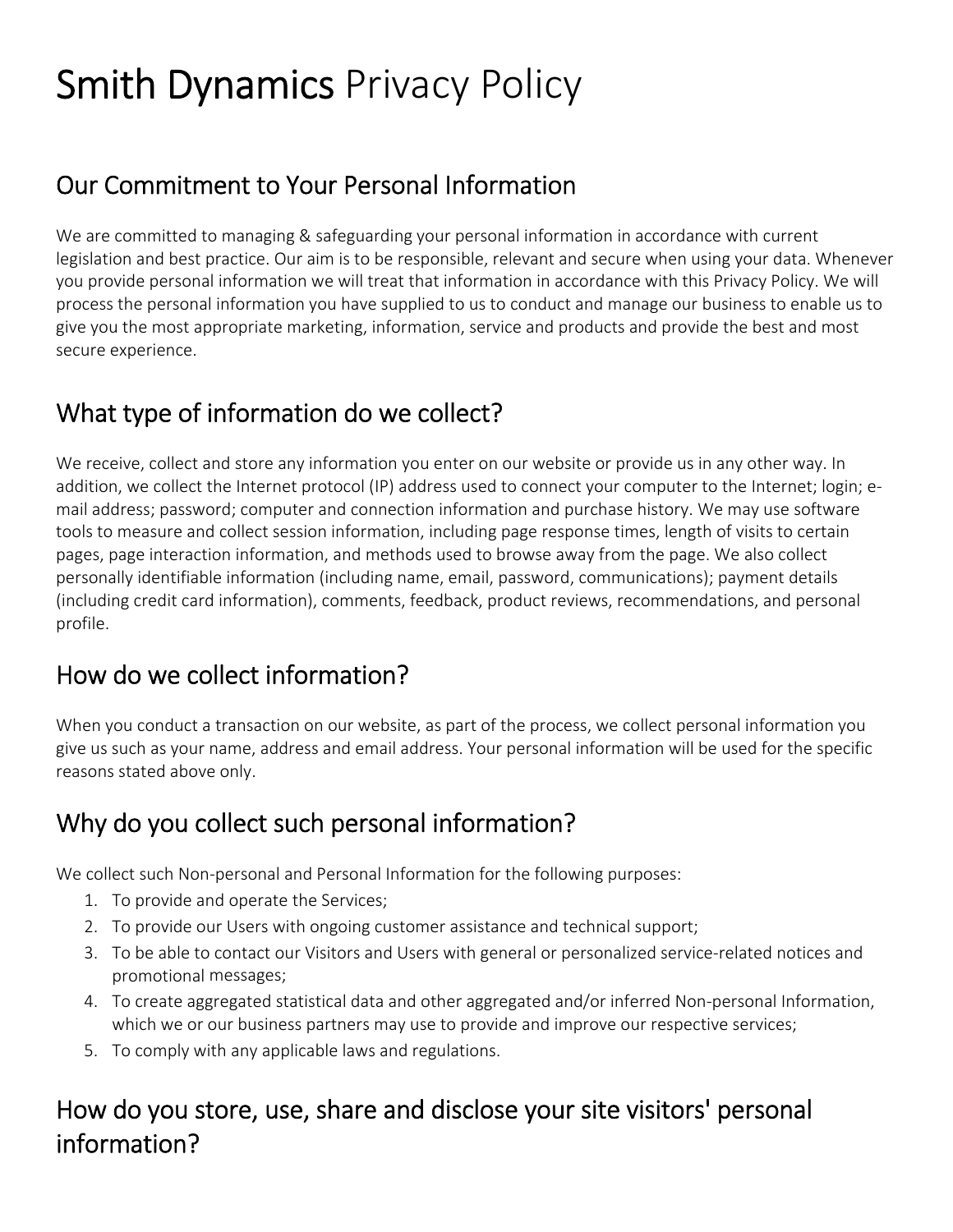# Smith Dynamics Privacy Policy

## Our Commitment to Your Personal Information

We are committed to managing & safeguarding your personal information in accordance with current legislation and best practice. Our aim is to be responsible, relevant and secure when using your data. Whenever you provide personal information we will treat that information in accordance with this Privacy Policy. We will process the personal information you have supplied to us to conduct and manage our business to enable us to give you the most appropriate marketing, information, service and products and provide the best and most secure experience.

## What type of information do we collect?

We receive, collect and store any information you enter on our website or provide us in any other way. In addition, we collect the Internet protocol (IP) address used to connect your computer to the Internet; login; e-mail address; password; computer and connection information and purchase history. We may use software tools to measure and collect session information, including page response times, length of visits to certain pages, page interaction information, and methods used to browse away from the page. We also collect personally identifiable information (including name, email, password, communications); payment details (including credit card information), comments, feedback, product reviews, recommendations, and personal profile.

## How do we collect information?

When you conduct a transaction on our website, as part of the process, we collect personal information you give us such as your name, address and email address. Your personal information will be used for the specific reasons stated above only.

## Why do you collect such personal information?

We collect such Non-personal and Personal Information for the following purposes:

1. To provide and operate the Services;
2. To provide our Users with ongoing customer assistance and technical support;
3. To be able to contact our Visitors and Users with general or personalized service-related notices and promotional messages;
4. To create aggregated statistical data and other aggregated and/or inferred Non-personal Information, which we or our business partners may use to provide and improve our respective services;
5. To comply with any applicable laws and regulations.

## How do you store, use, share and disclose your site visitors' personal information?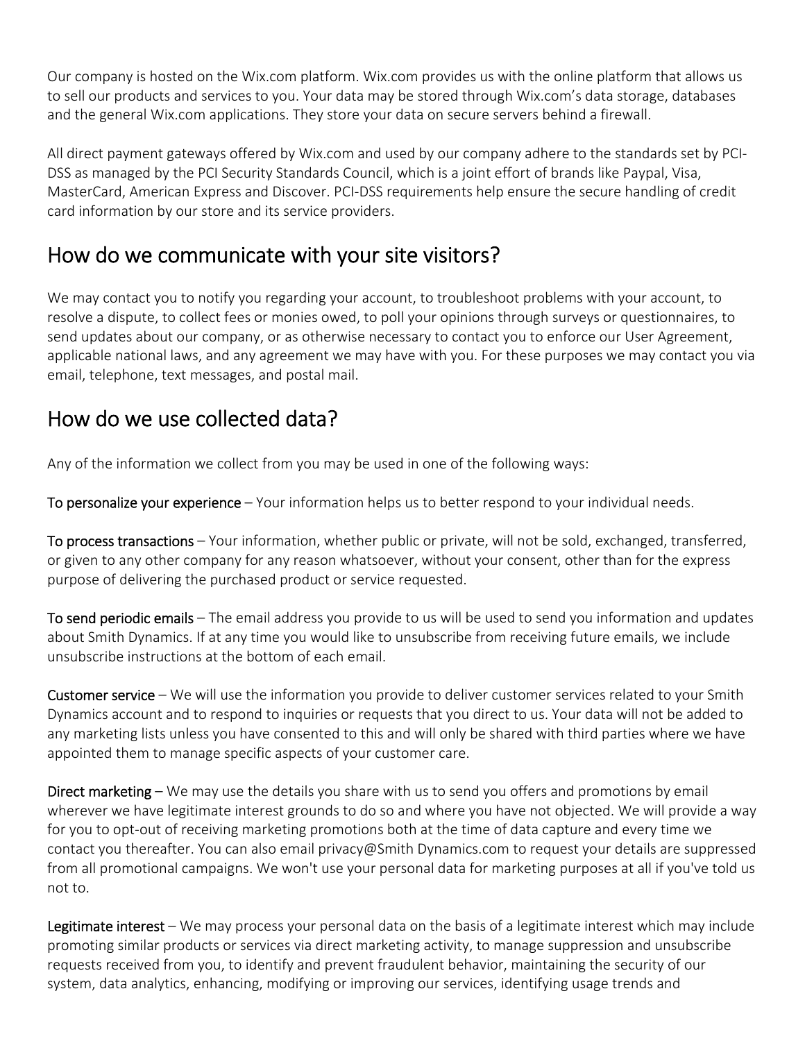Our company is hosted on the Wix.com platform. Wix.com provides us with the online platform that allows us to sell our products and services to you. Your data may be stored through Wix.com's data storage, databases and the general Wix.com applications. They store your data on secure servers behind a firewall.

All direct payment gateways offered by Wix.com and used by our company adhere to the standards set by PCI-DSS as managed by the PCI Security Standards Council, which is a joint effort of brands like Paypal, Visa, MasterCard, American Express and Discover. PCI-DSS requirements help ensure the secure handling of credit card information by our store and its service providers.

## How do we communicate with your site visitors?

We may contact you to notify you regarding your account, to troubleshoot problems with your account, to resolve a dispute, to collect fees or monies owed, to poll your opinions through surveys or questionnaires, to send updates about our company, or as otherwise necessary to contact you to enforce our User Agreement, applicable national laws, and any agreement we may have with you. For these purposes we may contact you via email, telephone, text messages, and postal mail.

## How do we use collected data?

Any of the information we collect from you may be used in one of the following ways:

**To personalize your experience** – Your information helps us to better respond to your individual needs.

**To process transactions** – Your information, whether public or private, will not be sold, exchanged, transferred, or given to any other company for any reason whatsoever, without your consent, other than for the express purpose of delivering the purchased product or service requested.

**To send periodic emails** – The email address you provide to us will be used to send you information and updates about Smith Dynamics. If at any time you would like to unsubscribe from receiving future emails, we include unsubscribe instructions at the bottom of each email.

**Customer service** – We will use the information you provide to deliver customer services related to your Smith Dynamics account and to respond to inquiries or requests that you direct to us. Your data will not be added to any marketing lists unless you have consented to this and will only be shared with third parties where we have appointed them to manage specific aspects of your customer care.

**Direct marketing** – We may use the details you share with us to send you offers and promotions by email wherever we have legitimate interest grounds to do so and where you have not objected. We will provide a way for you to opt-out of receiving marketing promotions both at the time of data capture and every time we contact you thereafter. You can also email privacy@Smith Dynamics.com to request your details are suppressed from all promotional campaigns. We won't use your personal data for marketing purposes at all if you've told us not to.

**Legitimate interest** – We may process your personal data on the basis of a legitimate interest which may include promoting similar products or services via direct marketing activity, to manage suppression and unsubscribe requests received from you, to identify and prevent fraudulent behavior, maintaining the security of our system, data analytics, enhancing, modifying or improving our services, identifying usage trends and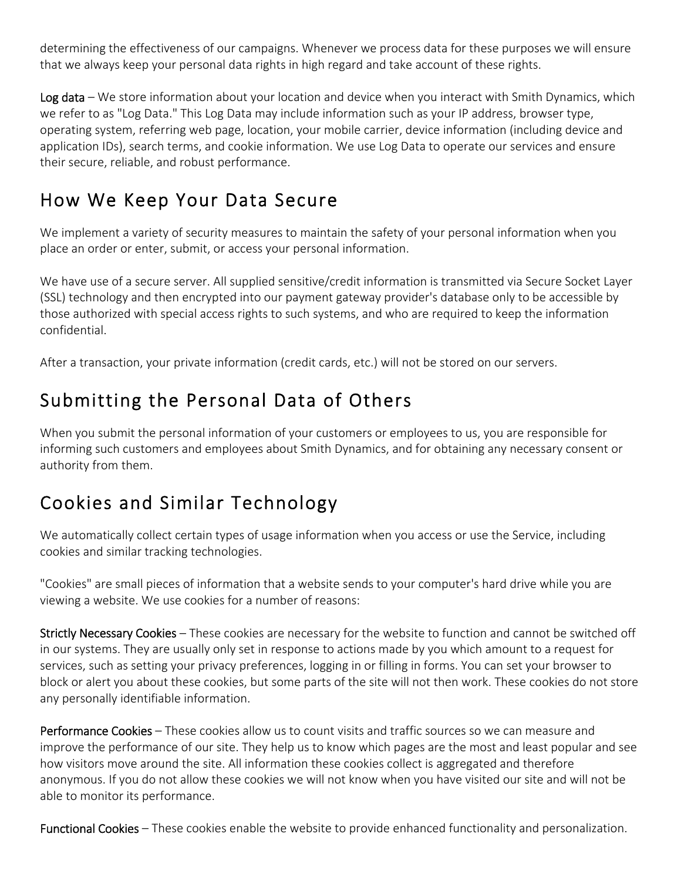determining the effectiveness of our campaigns. Whenever we process data for these purposes we will ensure that we always keep your personal data rights in high regard and take account of these rights.

**Log data** – We store information about your location and device when you interact with Smith Dynamics, which we refer to as "Log Data." This Log Data may include information such as your IP address, browser type, operating system, referring web page, location, your mobile carrier, device information (including device and application IDs), search terms, and cookie information. We use Log Data to operate our services and ensure their secure, reliable, and robust performance.

## How We Keep Your Data Secure

We implement a variety of security measures to maintain the safety of your personal information when you place an order or enter, submit, or access your personal information.

We have use of a secure server. All supplied sensitive/credit information is transmitted via Secure Socket Layer (SSL) technology and then encrypted into our payment gateway provider's database only to be accessible by those authorized with special access rights to such systems, and who are required to keep the information confidential.

After a transaction, your private information (credit cards, etc.) will not be stored on our servers.

## Submitting the Personal Data of Others

When you submit the personal information of your customers or employees to us, you are responsible for informing such customers and employees about Smith Dynamics, and for obtaining any necessary consent or authority from them.

## Cookies and Similar Technology

We automatically collect certain types of usage information when you access or use the Service, including cookies and similar tracking technologies.

"Cookies" are small pieces of information that a website sends to your computer's hard drive while you are viewing a website. We use cookies for a number of reasons:

**Strictly Necessary Cookies** – These cookies are necessary for the website to function and cannot be switched off in our systems. They are usually only set in response to actions made by you which amount to a request for services, such as setting your privacy preferences, logging in or filling in forms. You can set your browser to block or alert you about these cookies, but some parts of the site will not then work. These cookies do not store any personally identifiable information.

**Performance Cookies** – These cookies allow us to count visits and traffic sources so we can measure and improve the performance of our site. They help us to know which pages are the most and least popular and see how visitors move around the site. All information these cookies collect is aggregated and therefore anonymous. If you do not allow these cookies we will not know when you have visited our site and will not be able to monitor its performance.

**Functional Cookies** – These cookies enable the website to provide enhanced functionality and personalization.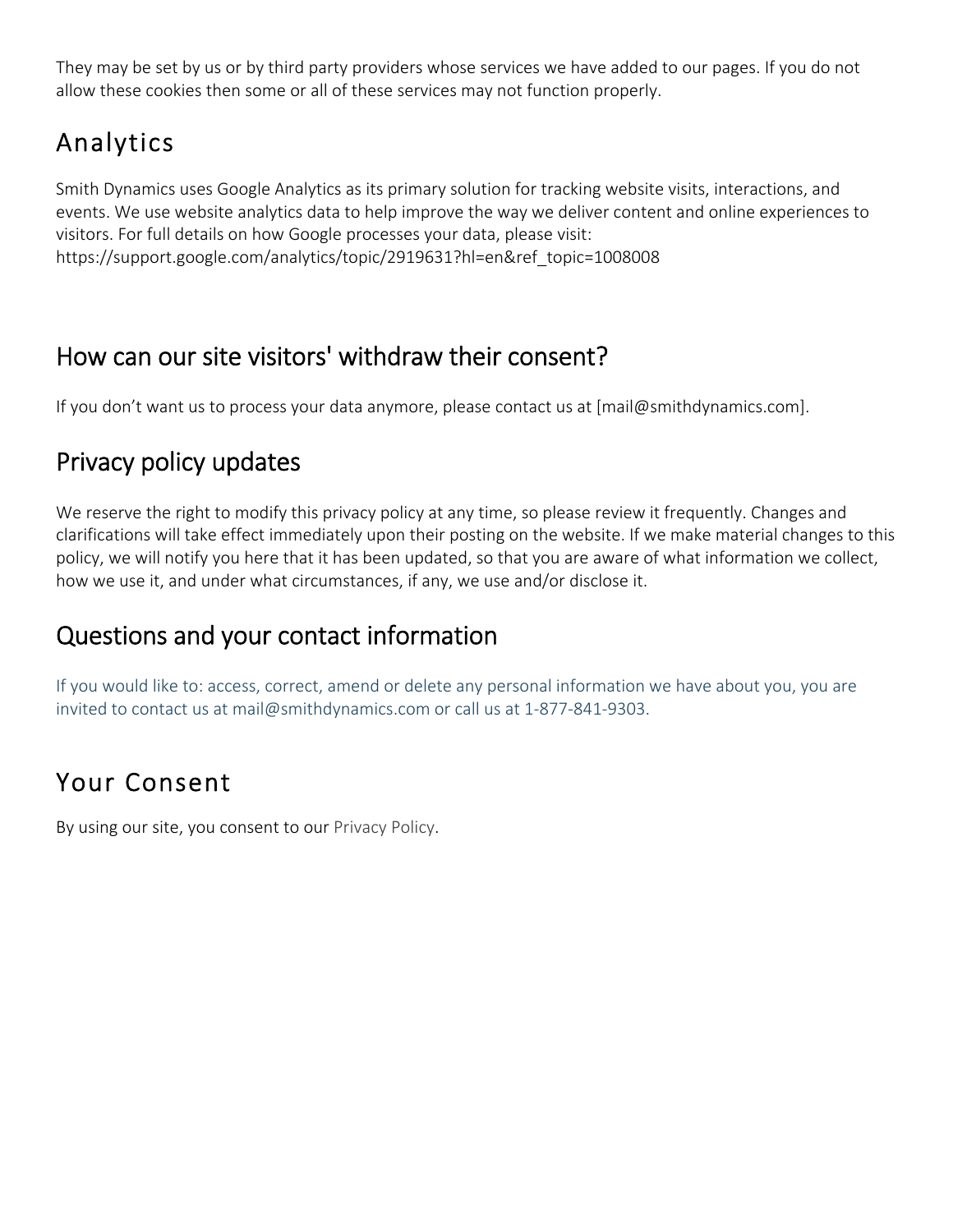They may be set by us or by third party providers whose services we have added to our pages. If you do not allow these cookies then some or all of these services may not function properly.

## Analytics

Smith Dynamics uses Google Analytics as its primary solution for tracking website visits, interactions, and events. We use website analytics data to help improve the way we deliver content and online experiences to visitors. For full details on how Google processes your data, please visit: https://support.google.com/analytics/topic/2919631?hl=en&ref_topic=1008008

## How can our site visitors' withdraw their consent?

If you don't want us to process your data anymore, please contact us at [mail@smithdynamics.com].

## Privacy policy updates

We reserve the right to modify this privacy policy at any time, so please review it frequently. Changes and clarifications will take effect immediately upon their posting on the website. If we make material changes to this policy, we will notify you here that it has been updated, so that you are aware of what information we collect, how we use it, and under what circumstances, if any, we use and/or disclose it.

## Questions and your contact information

If you would like to: access, correct, amend or delete any personal information we have about you, you are invited to contact us at mail@smithdynamics.com or call us at 1-877-841-9303.

## Your Consent

By using our site, you consent to our Privacy Policy.